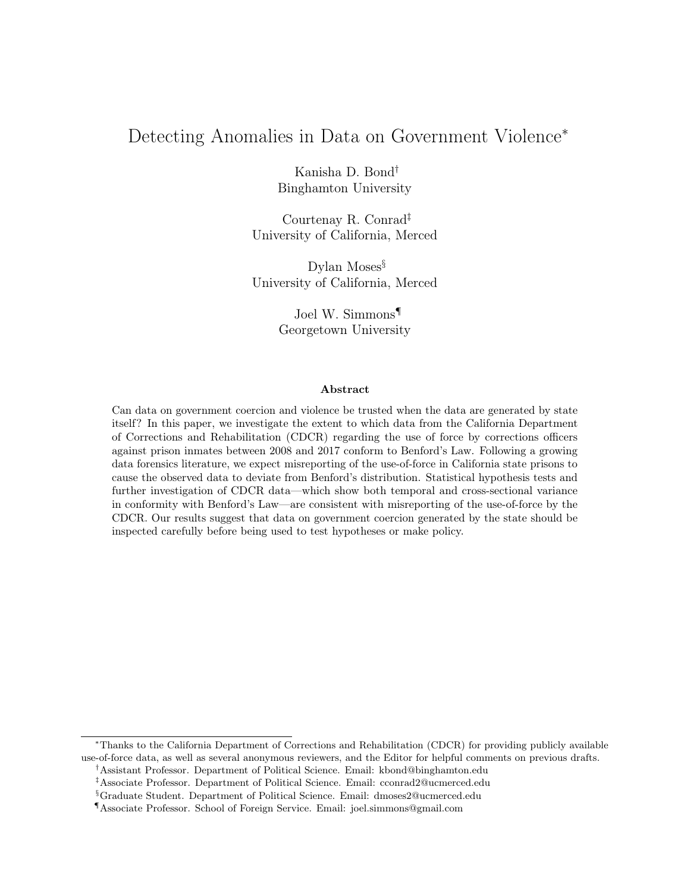# Detecting Anomalies in Data on Government Violence[*]

Kanisha D. Bond[†]
Binghamton University

Courtenay R. Conrad[‡]
University of California, Merced

Dylan Moses[§]
University of California, Merced

Joel W. Simmons[¶]
Georgetown University

## Abstract

Can data on government coercion and violence be trusted when the data are generated by state itself? In this paper, we investigate the extent to which data from the California Department of Corrections and Rehabilitation (CDCR) regarding the use of force by corrections officers against prison inmates between 2008 and 2017 conform to Benford's Law. Following a growing data forensics literature, we expect misreporting of the use-of-force in California state prisons to cause the observed data to deviate from Benford's distribution. Statistical hypothesis tests and further investigation of CDCR data—which show both temporal and cross-sectional variance in conformity with Benford's Law—are consistent with misreporting of the use-of-force by the CDCR. Our results suggest that data on government coercion generated by the state should be inspected carefully before being used to test hypotheses or make policy.

---

[*] Thanks to the California Department of Corrections and Rehabilitation (CDCR) for providing publicly available use-of-force data, as well as several anonymous reviewers, and the Editor for helpful comments on previous drafts.

[†] Assistant Professor. Department of Political Science. Email: kbond@binghamton.edu

[‡] Associate Professor. Department of Political Science. Email: cconrad2@ucmerced.edu

[§] Graduate Student. Department of Political Science. Email: dmoses2@ucmerced.edu

[¶] Associate Professor. School of Foreign Service. Email: joel.simmons@gmail.com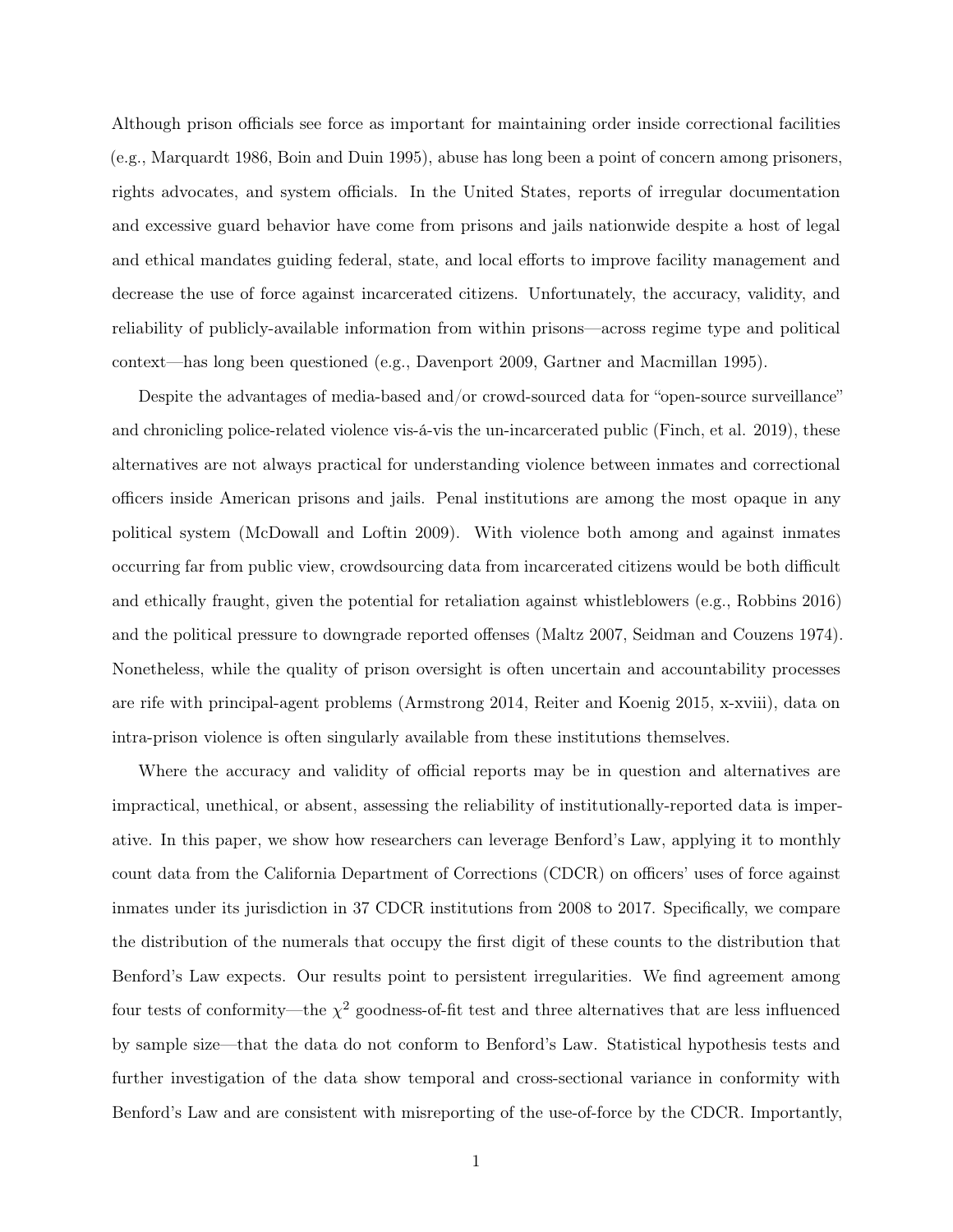Although prison officials see force as important for maintaining order inside correctional facilities (e.g., Marquardt 1986, Boin and Duin 1995), abuse has long been a point of concern among prisoners, rights advocates, and system officials. In the United States, reports of irregular documentation and excessive guard behavior have come from prisons and jails nationwide despite a host of legal and ethical mandates guiding federal, state, and local efforts to improve facility management and decrease the use of force against incarcerated citizens. Unfortunately, the accuracy, validity, and reliability of publicly-available information from within prisons—across regime type and political context—has long been questioned (e.g., Davenport 2009, Gartner and Macmillan 1995).

Despite the advantages of media-based and/or crowd-sourced data for "open-source surveillance" and chronicling police-related violence vis-á-vis the un-incarcerated public (Finch, et al. 2019), these alternatives are not always practical for understanding violence between inmates and correctional officers inside American prisons and jails. Penal institutions are among the most opaque in any political system (McDowall and Loftin 2009). With violence both among and against inmates occurring far from public view, crowdsourcing data from incarcerated citizens would be both difficult and ethically fraught, given the potential for retaliation against whistleblowers (e.g., Robbins 2016) and the political pressure to downgrade reported offenses (Maltz 2007, Seidman and Couzens 1974). Nonetheless, while the quality of prison oversight is often uncertain and accountability processes are rife with principal-agent problems (Armstrong 2014, Reiter and Koenig 2015, x-xviii), data on intra-prison violence is often singularly available from these institutions themselves.

Where the accuracy and validity of official reports may be in question and alternatives are impractical, unethical, or absent, assessing the reliability of institutionally-reported data is imperative. In this paper, we show how researchers can leverage Benford's Law, applying it to monthly count data from the California Department of Corrections (CDCR) on officers' uses of force against inmates under its jurisdiction in 37 CDCR institutions from 2008 to 2017. Specifically, we compare the distribution of the numerals that occupy the first digit of these counts to the distribution that Benford's Law expects. Our results point to persistent irregularities. We find agreement among four tests of conformity—the $\chi^2$ goodness-of-fit test and three alternatives that are less influenced by sample size—that the data do not conform to Benford's Law. Statistical hypothesis tests and further investigation of the data show temporal and cross-sectional variance in conformity with Benford's Law and are consistent with misreporting of the use-of-force by the CDCR. Importantly,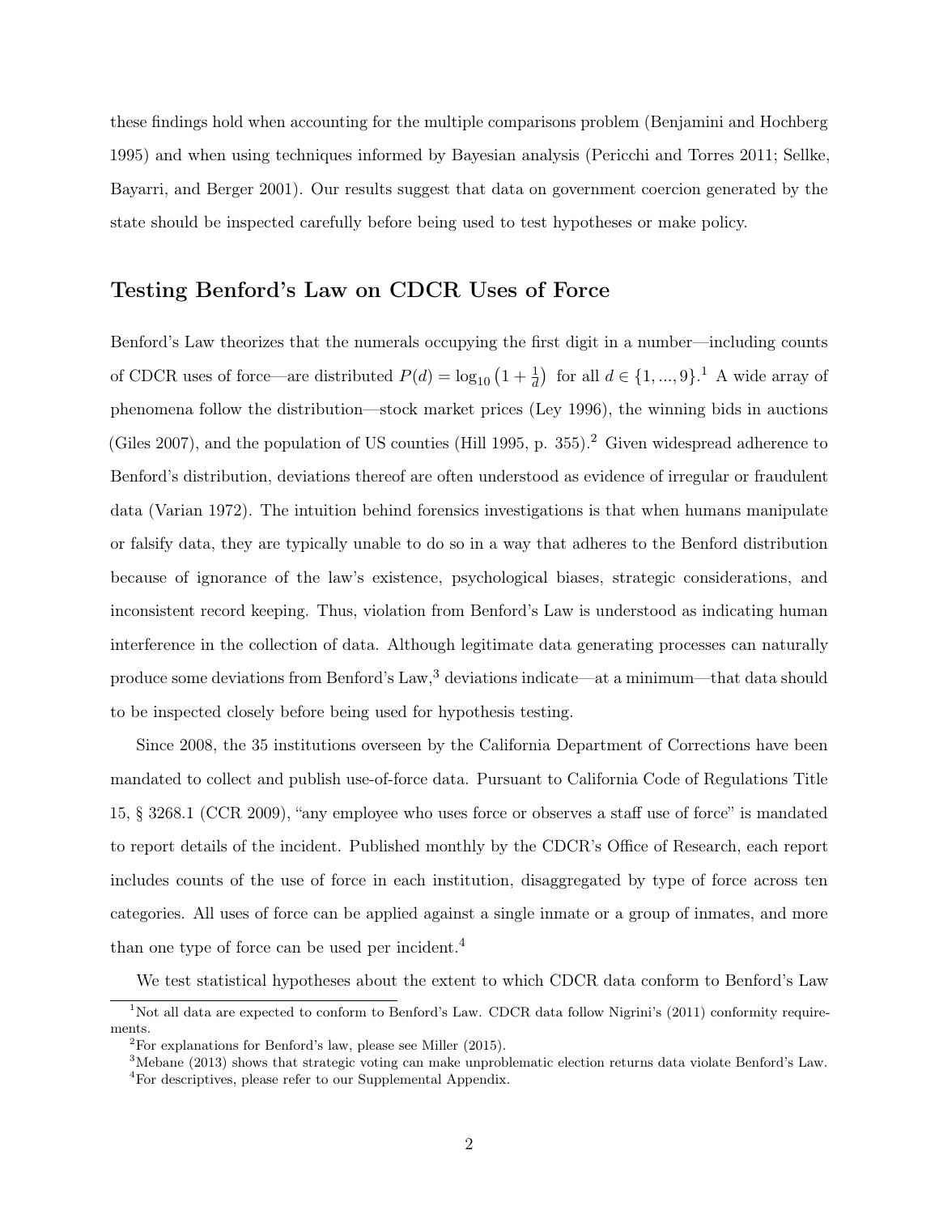these findings hold when accounting for the multiple comparisons problem (Benjamini and Hochberg 1995) and when using techniques informed by Bayesian analysis (Pericchi and Torres 2011; Sellke, Bayarri, and Berger 2001). Our results suggest that data on government coercion generated by the state should be inspected carefully before being used to test hypotheses or make policy.

## Testing Benford's Law on CDCR Uses of Force

Benford's Law theorizes that the numerals occupying the first digit in a number—including counts of CDCR uses of force—are distributed $P(d) = \log_{10}\left(1 + \frac{1}{d}\right)$ for all $d \in \{1, ..., 9\}$.[1] A wide array of phenomena follow the distribution—stock market prices (Ley 1996), the winning bids in auctions (Giles 2007), and the population of US counties (Hill 1995, p. 355).[2] Given widespread adherence to Benford's distribution, deviations thereof are often understood as evidence of irregular or fraudulent data (Varian 1972). The intuition behind forensics investigations is that when humans manipulate or falsify data, they are typically unable to do so in a way that adheres to the Benford distribution because of ignorance of the law's existence, psychological biases, strategic considerations, and inconsistent record keeping. Thus, violation from Benford's Law is understood as indicating human interference in the collection of data. Although legitimate data generating processes can naturally produce some deviations from Benford's Law,[3] deviations indicate—at a minimum—that data should to be inspected closely before being used for hypothesis testing.

Since 2008, the 35 institutions overseen by the California Department of Corrections have been mandated to collect and publish use-of-force data. Pursuant to California Code of Regulations Title 15, § 3268.1 (CCR 2009), "any employee who uses force or observes a staff use of force" is mandated to report details of the incident. Published monthly by the CDCR's Office of Research, each report includes counts of the use of force in each institution, disaggregated by type of force across ten categories. All uses of force can be applied against a single inmate or a group of inmates, and more than one type of force can be used per incident.[4]

We test statistical hypotheses about the extent to which CDCR data conform to Benford's Law

---

[1] Not all data are expected to conform to Benford's Law. CDCR data follow Nigrini's (2011) conformity requirements.

[2] For explanations for Benford's law, please see Miller (2015).

[3] Mebane (2013) shows that strategic voting can make unproblematic election returns data violate Benford's Law.

[4] For descriptives, please refer to our Supplemental Appendix.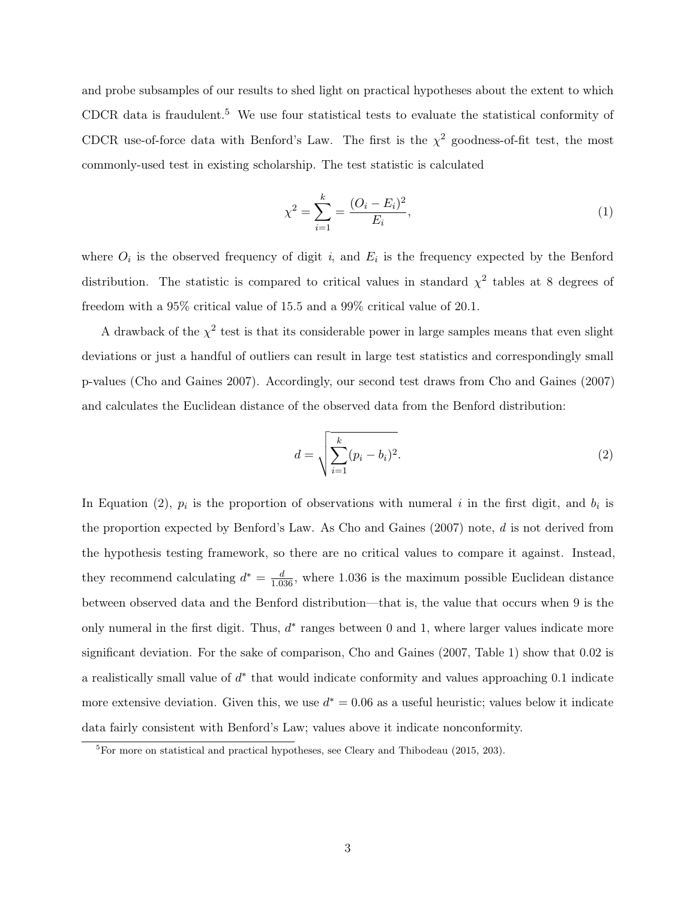and probe subsamples of our results to shed light on practical hypotheses about the extent to which CDCR data is fraudulent.[5] We use four statistical tests to evaluate the statistical conformity of CDCR use-of-force data with Benford's Law. The first is the $\chi^2$ goodness-of-fit test, the most commonly-used test in existing scholarship. The test statistic is calculated

$$\chi^2 = \sum_{i=1}^{k} = \frac{(O_i - E_i)^2}{E_i}, \tag{1}$$

where $O_i$ is the observed frequency of digit $i$, and $E_i$ is the frequency expected by the Benford distribution. The statistic is compared to critical values in standard $\chi^2$ tables at 8 degrees of freedom with a 95% critical value of 15.5 and a 99% critical value of 20.1.

A drawback of the $\chi^2$ test is that its considerable power in large samples means that even slight deviations or just a handful of outliers can result in large test statistics and correspondingly small p-values (Cho and Gaines 2007). Accordingly, our second test draws from Cho and Gaines (2007) and calculates the Euclidean distance of the observed data from the Benford distribution:

$$d = \sqrt{\sum_{i=1}^{k} (p_i - b_i)^2}. \tag{2}$$

In Equation (2), $p_i$ is the proportion of observations with numeral $i$ in the first digit, and $b_i$ is the proportion expected by Benford's Law. As Cho and Gaines (2007) note, $d$ is not derived from the hypothesis testing framework, so there are no critical values to compare it against. Instead, they recommend calculating $d^* = \frac{d}{1.036}$, where 1.036 is the maximum possible Euclidean distance between observed data and the Benford distribution—that is, the value that occurs when 9 is the only numeral in the first digit. Thus, $d^*$ ranges between 0 and 1, where larger values indicate more significant deviation. For the sake of comparison, Cho and Gaines (2007, Table 1) show that 0.02 is a realistically small value of $d^*$ that would indicate conformity and values approaching 0.1 indicate more extensive deviation. Given this, we use $d^* = 0.06$ as a useful heuristic; values below it indicate data fairly consistent with Benford's Law; values above it indicate nonconformity.

[5] For more on statistical and practical hypotheses, see Cleary and Thibodeau (2015, 203).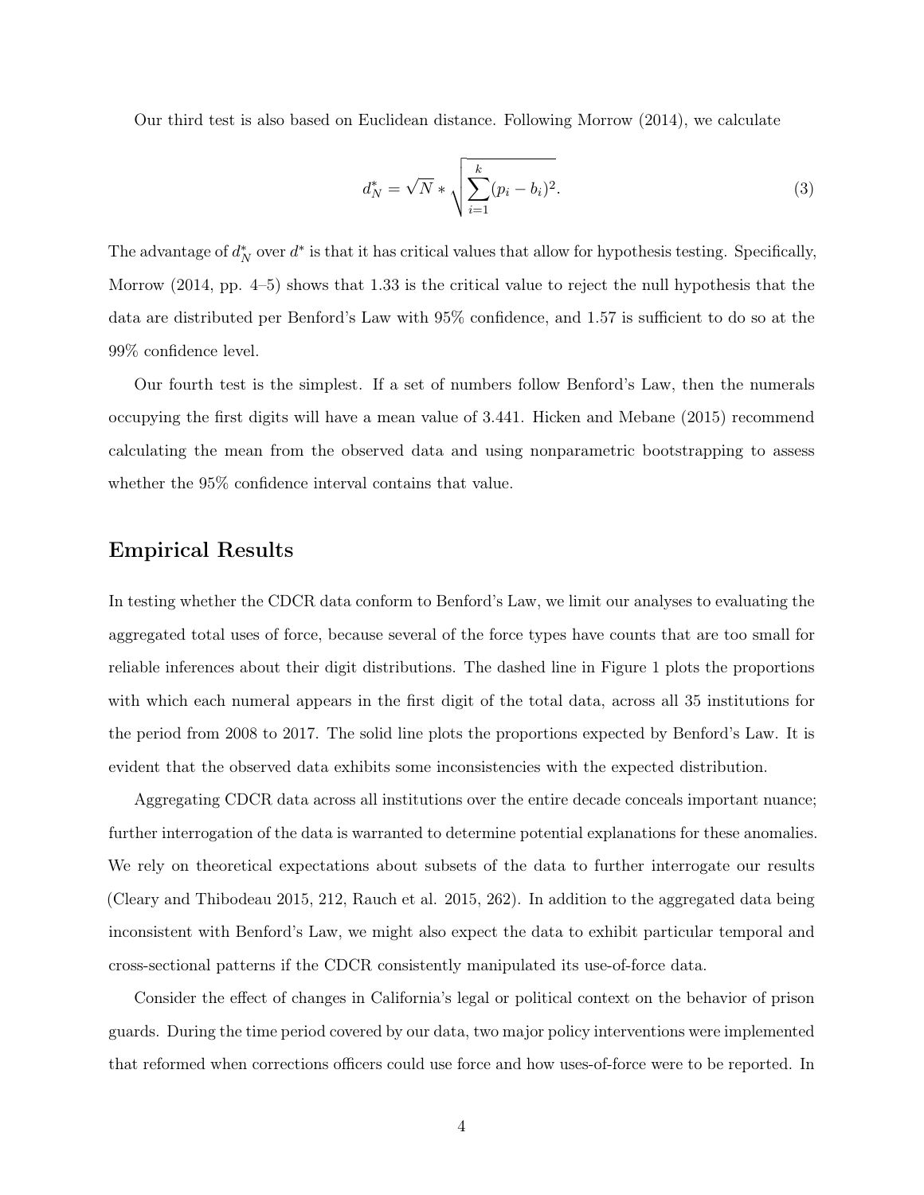Our third test is also based on Euclidean distance. Following Morrow (2014), we calculate

$$d_N^* = \sqrt{N} * \sqrt{\sum_{i=1}^{k}(p_i - b_i)^2}. \tag{3}$$

The advantage of $d_N^*$ over $d^*$ is that it has critical values that allow for hypothesis testing. Specifically, Morrow (2014, pp. 4–5) shows that 1.33 is the critical value to reject the null hypothesis that the data are distributed per Benford's Law with 95% confidence, and 1.57 is sufficient to do so at the 99% confidence level.

Our fourth test is the simplest. If a set of numbers follow Benford's Law, then the numerals occupying the first digits will have a mean value of 3.441. Hicken and Mebane (2015) recommend calculating the mean from the observed data and using nonparametric bootstrapping to assess whether the 95% confidence interval contains that value.

## Empirical Results

In testing whether the CDCR data conform to Benford's Law, we limit our analyses to evaluating the aggregated total uses of force, because several of the force types have counts that are too small for reliable inferences about their digit distributions. The dashed line in Figure 1 plots the proportions with which each numeral appears in the first digit of the total data, across all 35 institutions for the period from 2008 to 2017. The solid line plots the proportions expected by Benford's Law. It is evident that the observed data exhibits some inconsistencies with the expected distribution.

Aggregating CDCR data across all institutions over the entire decade conceals important nuance; further interrogation of the data is warranted to determine potential explanations for these anomalies. We rely on theoretical expectations about subsets of the data to further interrogate our results (Cleary and Thibodeau 2015, 212, Rauch et al. 2015, 262). In addition to the aggregated data being inconsistent with Benford's Law, we might also expect the data to exhibit particular temporal and cross-sectional patterns if the CDCR consistently manipulated its use-of-force data.

Consider the effect of changes in California's legal or political context on the behavior of prison guards. During the time period covered by our data, two major policy interventions were implemented that reformed when corrections officers could use force and how uses-of-force were to be reported. In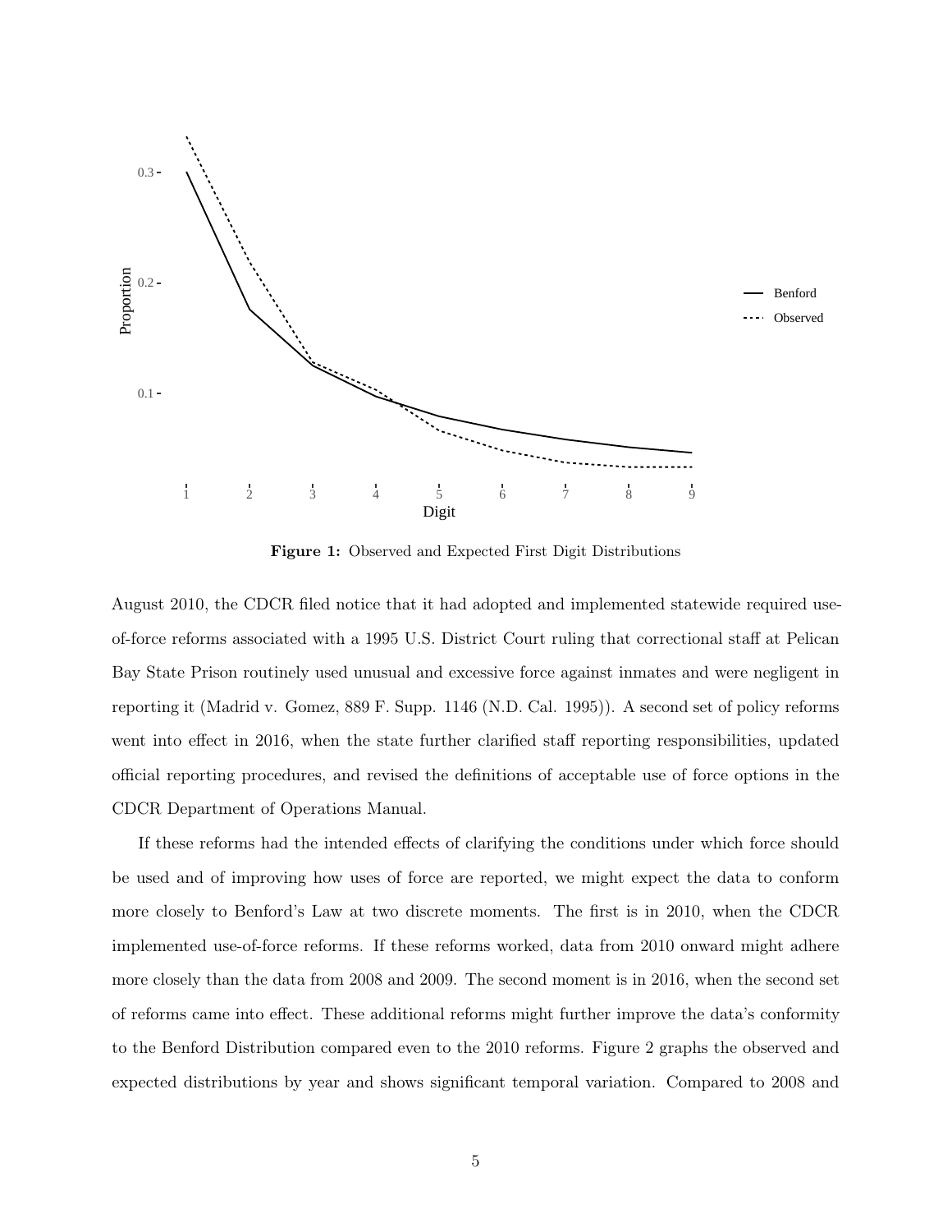**Figure 1:** Observed and Expected First Digit Distributions

August 2010, the CDCR filed notice that it had adopted and implemented statewide required use-of-force reforms associated with a 1995 U.S. District Court ruling that correctional staff at Pelican Bay State Prison routinely used unusual and excessive force against inmates and were negligent in reporting it (Madrid v. Gomez, 889 F. Supp. 1146 (N.D. Cal. 1995)). A second set of policy reforms went into effect in 2016, when the state further clarified staff reporting responsibilities, updated official reporting procedures, and revised the definitions of acceptable use of force options in the CDCR Department of Operations Manual.

If these reforms had the intended effects of clarifying the conditions under which force should be used and of improving how uses of force are reported, we might expect the data to conform more closely to Benford's Law at two discrete moments. The first is in 2010, when the CDCR implemented use-of-force reforms. If these reforms worked, data from 2010 onward might adhere more closely than the data from 2008 and 2009. The second moment is in 2016, when the second set of reforms came into effect. These additional reforms might further improve the data's conformity to the Benford Distribution compared even to the 2010 reforms. Figure 2 graphs the observed and expected distributions by year and shows significant temporal variation. Compared to 2008 and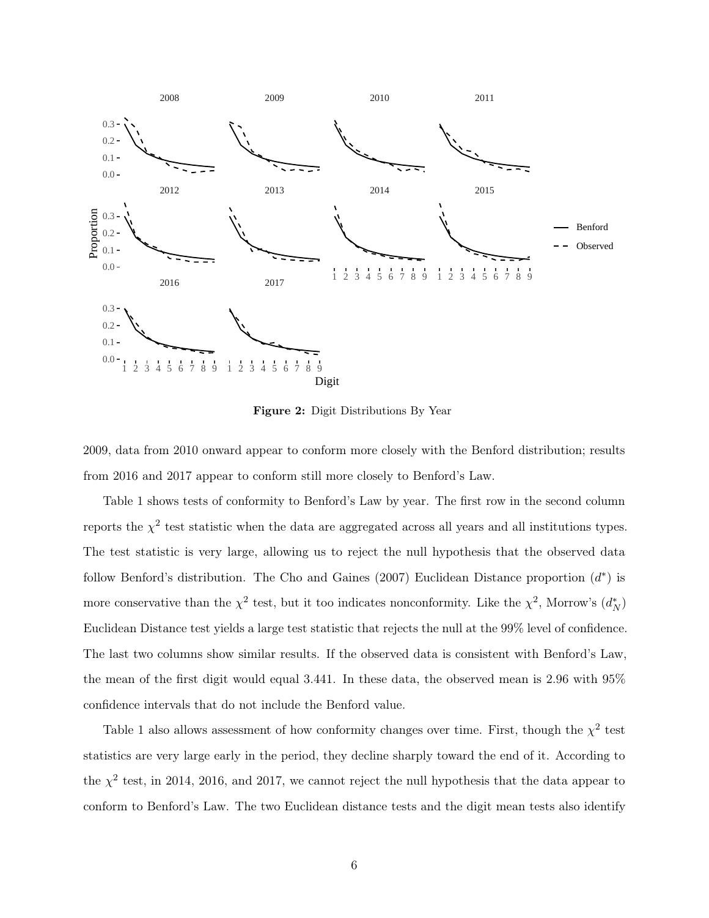**Figure 2:** Digit Distributions By Year

2009, data from 2010 onward appear to conform more closely with the Benford distribution; results from 2016 and 2017 appear to conform still more closely to Benford's Law.

Table 1 shows tests of conformity to Benford's Law by year. The first row in the second column reports the $\chi^2$ test statistic when the data are aggregated across all years and all institutions types. The test statistic is very large, allowing us to reject the null hypothesis that the observed data follow Benford's distribution. The Cho and Gaines (2007) Euclidean Distance proportion ($d^*$) is more conservative than the $\chi^2$ test, but it too indicates nonconformity. Like the $\chi^2$, Morrow's ($d^*_N$) Euclidean Distance test yields a large test statistic that rejects the null at the 99% level of confidence. The last two columns show similar results. If the observed data is consistent with Benford's Law, the mean of the first digit would equal 3.441. In these data, the observed mean is 2.96 with 95% confidence intervals that do not include the Benford value.

Table 1 also allows assessment of how conformity changes over time. First, though the $\chi^2$ test statistics are very large early in the period, they decline sharply toward the end of it. According to the $\chi^2$ test, in 2014, 2016, and 2017, we cannot reject the null hypothesis that the data appear to conform to Benford's Law. The two Euclidean distance tests and the digit mean tests also identify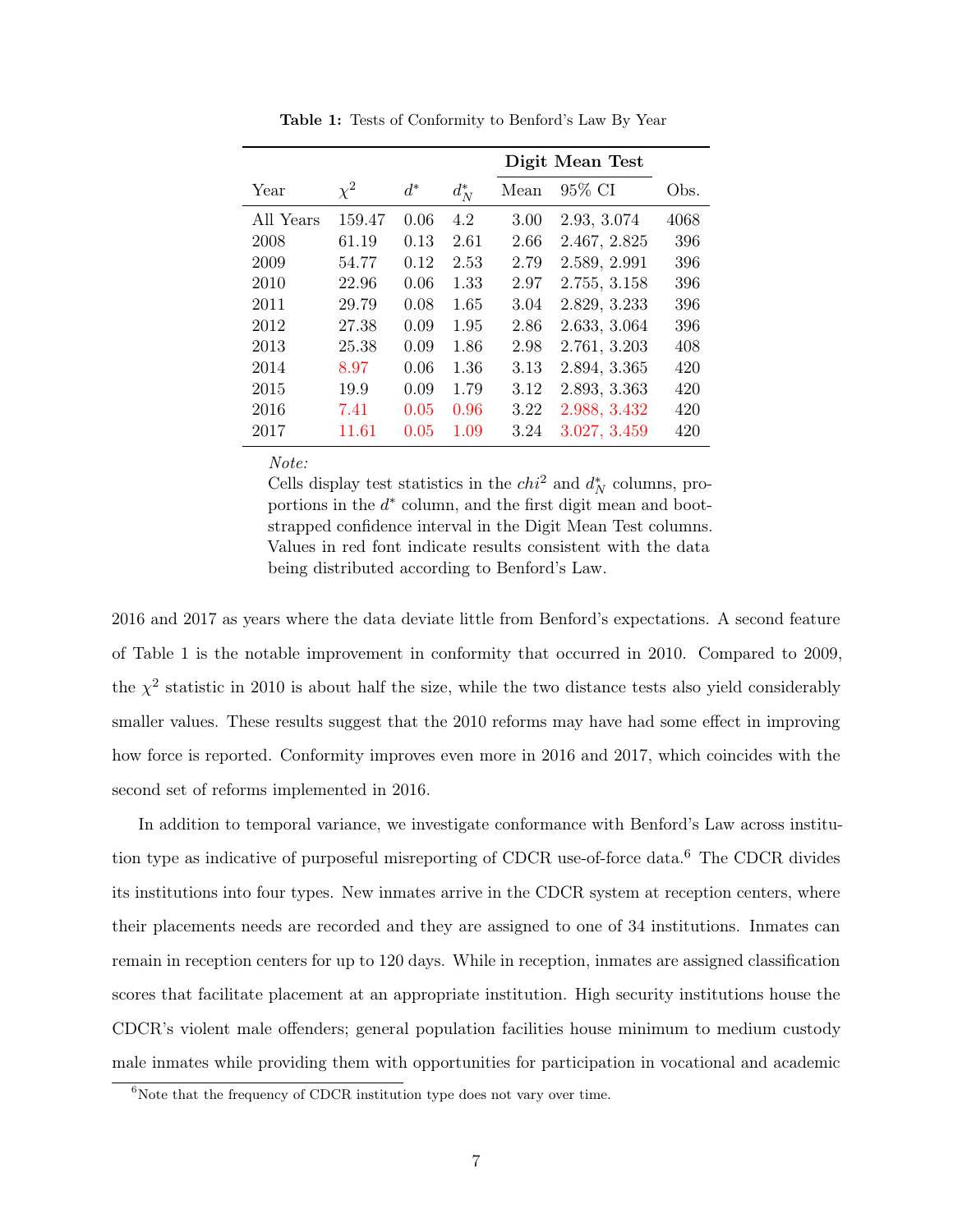**Table 1:** Tests of Conformity to Benford's Law By Year

| Year | $\chi^2$ | $d^*$ | $d_N^*$ | Digit Mean Test: Mean | Digit Mean Test: 95% CI | Obs. |
|---|---|---|---|---|---|---|
| All Years | 159.47 | 0.06 | 4.2 | 3.00 | 2.93, 3.074 | 4068 |
| 2008 | 61.19 | 0.13 | 2.61 | 2.66 | 2.467, 2.825 | 396 |
| 2009 | 54.77 | 0.12 | 2.53 | 2.79 | 2.589, 2.991 | 396 |
| 2010 | 22.96 | 0.06 | 1.33 | 2.97 | 2.755, 3.158 | 396 |
| 2011 | 29.79 | 0.08 | 1.65 | 3.04 | 2.829, 3.233 | 396 |
| 2012 | 27.38 | 0.09 | 1.95 | 2.86 | 2.633, 3.064 | 396 |
| 2013 | 25.38 | 0.09 | 1.86 | 2.98 | 2.761, 3.203 | 408 |
| 2014 | 8.97 | 0.06 | 1.36 | 3.13 | 2.894, 3.365 | 420 |
| 2015 | 19.9 | 0.09 | 1.79 | 3.12 | 2.893, 3.363 | 420 |
| 2016 | 7.41 | 0.05 | 0.96 | 3.22 | 2.988, 3.432 | 420 |
| 2017 | 11.61 | 0.05 | 1.09 | 3.24 | 3.027, 3.459 | 420 |

*Note:*
Cells display test statistics in the $chi^2$ and $d_N^*$ columns, proportions in the $d^*$ column, and the first digit mean and bootstrapped confidence interval in the Digit Mean Test columns. Values in red font indicate results consistent with the data being distributed according to Benford's Law.

2016 and 2017 as years where the data deviate little from Benford's expectations. A second feature of Table 1 is the notable improvement in conformity that occurred in 2010. Compared to 2009, the $\chi^2$ statistic in 2010 is about half the size, while the two distance tests also yield considerably smaller values. These results suggest that the 2010 reforms may have had some effect in improving how force is reported. Conformity improves even more in 2016 and 2017, which coincides with the second set of reforms implemented in 2016.

In addition to temporal variance, we investigate conformance with Benford's Law across institution type as indicative of purposeful misreporting of CDCR use-of-force data.[6] The CDCR divides its institutions into four types. New inmates arrive in the CDCR system at reception centers, where their placements needs are recorded and they are assigned to one of 34 institutions. Inmates can remain in reception centers for up to 120 days. While in reception, inmates are assigned classification scores that facilitate placement at an appropriate institution. High security institutions house the CDCR's violent male offenders; general population facilities house minimum to medium custody male inmates while providing them with opportunities for participation in vocational and academic

[6]Note that the frequency of CDCR institution type does not vary over time.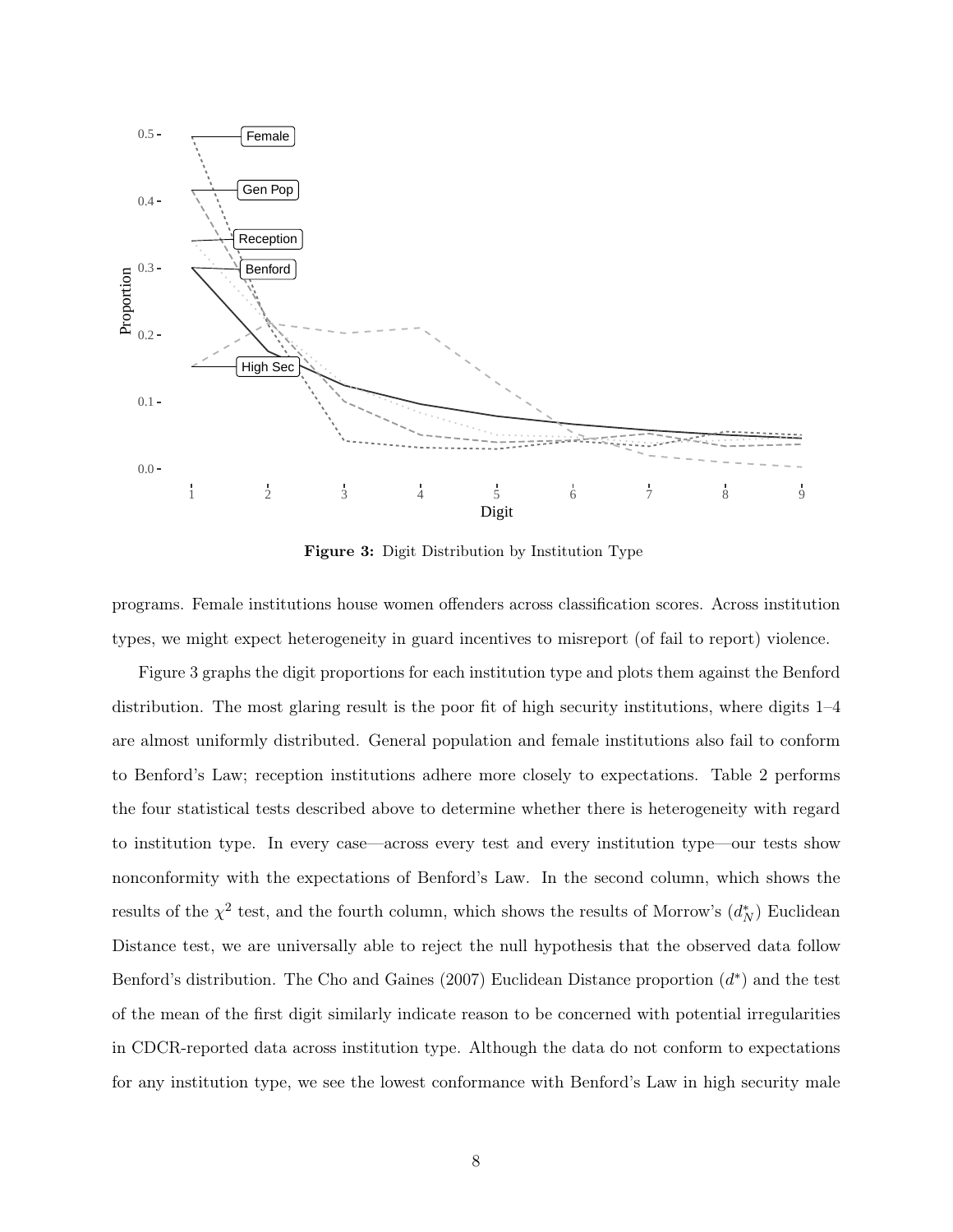**Figure 3:** Digit Distribution by Institution Type

programs. Female institutions house women offenders across classification scores. Across institution types, we might expect heterogeneity in guard incentives to misreport (of fail to report) violence.

Figure 3 graphs the digit proportions for each institution type and plots them against the Benford distribution. The most glaring result is the poor fit of high security institutions, where digits 1–4 are almost uniformly distributed. General population and female institutions also fail to conform to Benford's Law; reception institutions adhere more closely to expectations. Table 2 performs the four statistical tests described above to determine whether there is heterogeneity with regard to institution type. In every case—across every test and every institution type—our tests show nonconformity with the expectations of Benford's Law. In the second column, which shows the results of the $\chi^2$ test, and the fourth column, which shows the results of Morrow's ($d_N^*$) Euclidean Distance test, we are universally able to reject the null hypothesis that the observed data follow Benford's distribution. The Cho and Gaines (2007) Euclidean Distance proportion ($d^*$) and the test of the mean of the first digit similarly indicate reason to be concerned with potential irregularities in CDCR-reported data across institution type. Although the data do not conform to expectations for any institution type, we see the lowest conformance with Benford's Law in high security male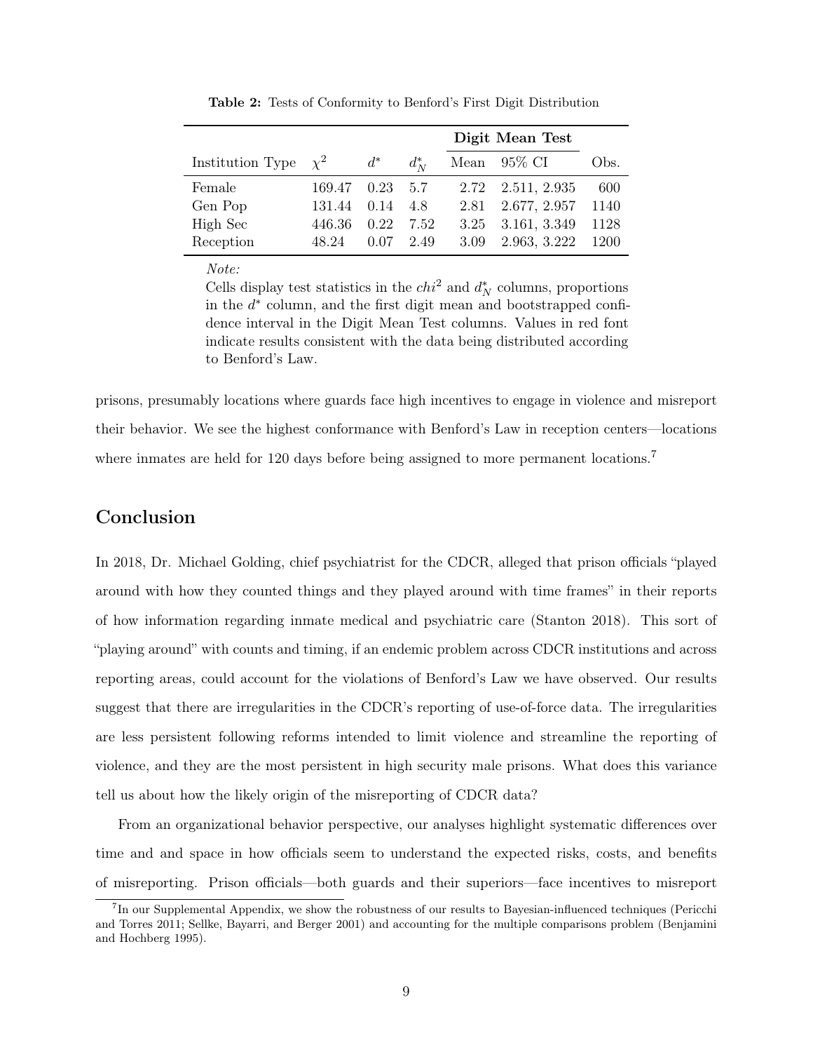**Table 2:** Tests of Conformity to Benford's First Digit Distribution

| | | | | Digit Mean Test | | |
|---|---|---|---|---|---|---|
| Institution Type | $\chi^2$ | $d^*$ | $d_N^*$ | Mean | 95% CI | Obs. |
| Female | 169.47 | 0.23 | 5.7 | 2.72 | 2.511, 2.935 | 600 |
| Gen Pop | 131.44 | 0.14 | 4.8 | 2.81 | 2.677, 2.957 | 1140 |
| High Sec | 446.36 | 0.22 | 7.52 | 3.25 | 3.161, 3.349 | 1128 |
| Reception | 48.24 | 0.07 | 2.49 | 3.09 | 2.963, 3.222 | 1200 |

*Note:*
Cells display test statistics in the $chi^2$ and $d_N^*$ columns, proportions in the $d^*$ column, and the first digit mean and bootstrapped confidence interval in the Digit Mean Test columns. Values in red font indicate results consistent with the data being distributed according to Benford's Law.

prisons, presumably locations where guards face high incentives to engage in violence and misreport their behavior. We see the highest conformance with Benford's Law in reception centers—locations where inmates are held for 120 days before being assigned to more permanent locations.[7]

## Conclusion

In 2018, Dr. Michael Golding, chief psychiatrist for the CDCR, alleged that prison officials "played around with how they counted things and they played around with time frames" in their reports of how information regarding inmate medical and psychiatric care (Stanton 2018). This sort of "playing around" with counts and timing, if an endemic problem across CDCR institutions and across reporting areas, could account for the violations of Benford's Law we have observed. Our results suggest that there are irregularities in the CDCR's reporting of use-of-force data. The irregularities are less persistent following reforms intended to limit violence and streamline the reporting of violence, and they are the most persistent in high security male prisons. What does this variance tell us about how the likely origin of the misreporting of CDCR data?

From an organizational behavior perspective, our analyses highlight systematic differences over time and and space in how officials seem to understand the expected risks, costs, and benefits of misreporting. Prison officials—both guards and their superiors—face incentives to misreport

[7] In our Supplemental Appendix, we show the robustness of our results to Bayesian-influenced techniques (Pericchi and Torres 2011; Sellke, Bayarri, and Berger 2001) and accounting for the multiple comparisons problem (Benjamini and Hochberg 1995).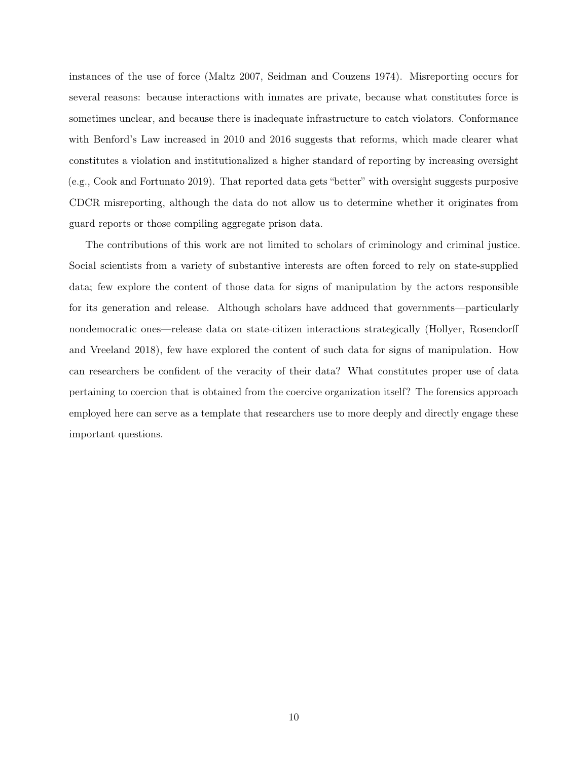instances of the use of force (Maltz 2007, Seidman and Couzens 1974). Misreporting occurs for several reasons: because interactions with inmates are private, because what constitutes force is sometimes unclear, and because there is inadequate infrastructure to catch violators. Conformance with Benford's Law increased in 2010 and 2016 suggests that reforms, which made clearer what constitutes a violation and institutionalized a higher standard of reporting by increasing oversight (e.g., Cook and Fortunato 2019). That reported data gets "better" with oversight suggests purposive CDCR misreporting, although the data do not allow us to determine whether it originates from guard reports or those compiling aggregate prison data.

The contributions of this work are not limited to scholars of criminology and criminal justice. Social scientists from a variety of substantive interests are often forced to rely on state-supplied data; few explore the content of those data for signs of manipulation by the actors responsible for its generation and release. Although scholars have adduced that governments—particularly nondemocratic ones—release data on state-citizen interactions strategically (Hollyer, Rosendorff and Vreeland 2018), few have explored the content of such data for signs of manipulation. How can researchers be confident of the veracity of their data? What constitutes proper use of data pertaining to coercion that is obtained from the coercive organization itself? The forensics approach employed here can serve as a template that researchers use to more deeply and directly engage these important questions.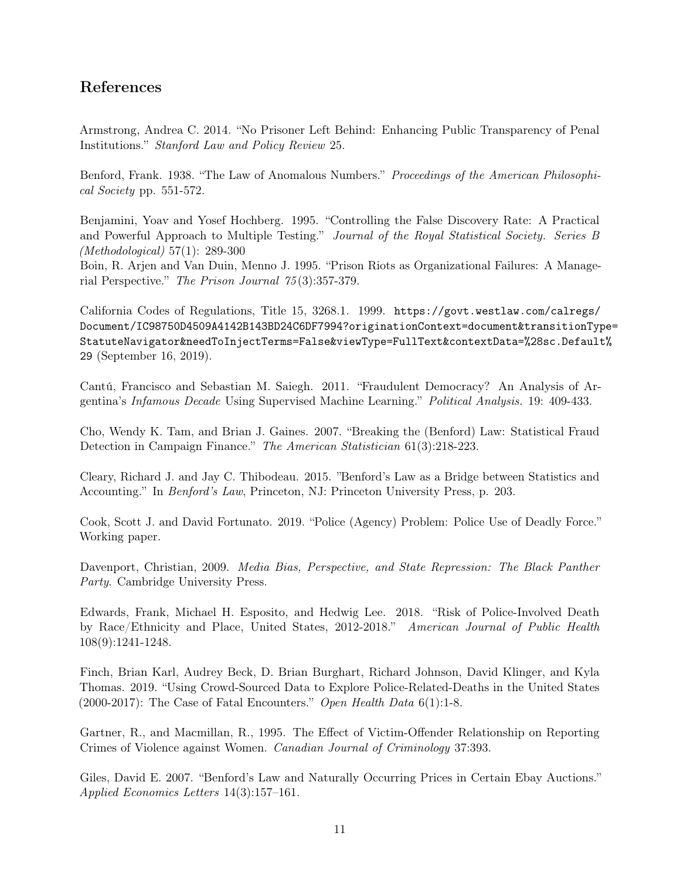## References

Armstrong, Andrea C. 2014. "No Prisoner Left Behind: Enhancing Public Transparency of Penal Institutions." *Stanford Law and Policy Review* 25.

Benford, Frank. 1938. "The Law of Anomalous Numbers." *Proceedings of the American Philosophical Society* pp. 551-572.

Benjamini, Yoav and Yosef Hochberg. 1995. "Controlling the False Discovery Rate: A Practical and Powerful Approach to Multiple Testing." *Journal of the Royal Statistical Society. Series B (Methodological)* 57(1): 289-300

Boin, R. Arjen and Van Duin, Menno J. 1995. "Prison Riots as Organizational Failures: A Managerial Perspective." *The Prison Journal 75*(3):357-379.

California Codes of Regulations, Title 15, 3268.1. 1999. `https://govt.westlaw.com/calregs/Document/IC98750D4509A4142B143BD24C6DF7994?originationContext=document&transitionType=StatuteNavigator&needToInjectTerms=False&viewType=FullText&contextData=%28sc.Default%29` (September 16, 2019).

Cantú, Francisco and Sebastian M. Saiegh. 2011. "Fraudulent Democracy? An Analysis of Argentina's *Infamous Decade* Using Supervised Machine Learning." *Political Analysis.* 19: 409-433.

Cho, Wendy K. Tam, and Brian J. Gaines. 2007. "Breaking the (Benford) Law: Statistical Fraud Detection in Campaign Finance." *The American Statistician* 61(3):218-223.

Cleary, Richard J. and Jay C. Thibodeau. 2015. "Benford's Law as a Bridge between Statistics and Accounting." In *Benford's Law*, Princeton, NJ: Princeton University Press, p. 203.

Cook, Scott J. and David Fortunato. 2019. "Police (Agency) Problem: Police Use of Deadly Force." Working paper.

Davenport, Christian, 2009. *Media Bias, Perspective, and State Repression: The Black Panther Party*. Cambridge University Press.

Edwards, Frank, Michael H. Esposito, and Hedwig Lee. 2018. "Risk of Police-Involved Death by Race/Ethnicity and Place, United States, 2012-2018." *American Journal of Public Health* 108(9):1241-1248.

Finch, Brian Karl, Audrey Beck, D. Brian Burghart, Richard Johnson, David Klinger, and Kyla Thomas. 2019. "Using Crowd-Sourced Data to Explore Police-Related-Deaths in the United States (2000-2017): The Case of Fatal Encounters." *Open Health Data* 6(1):1-8.

Gartner, R., and Macmillan, R., 1995. The Effect of Victim-Offender Relationship on Reporting Crimes of Violence against Women. *Canadian Journal of Criminology* 37:393.

Giles, David E. 2007. "Benford's Law and Naturally Occurring Prices in Certain Ebay Auctions." *Applied Economics Letters* 14(3):157–161.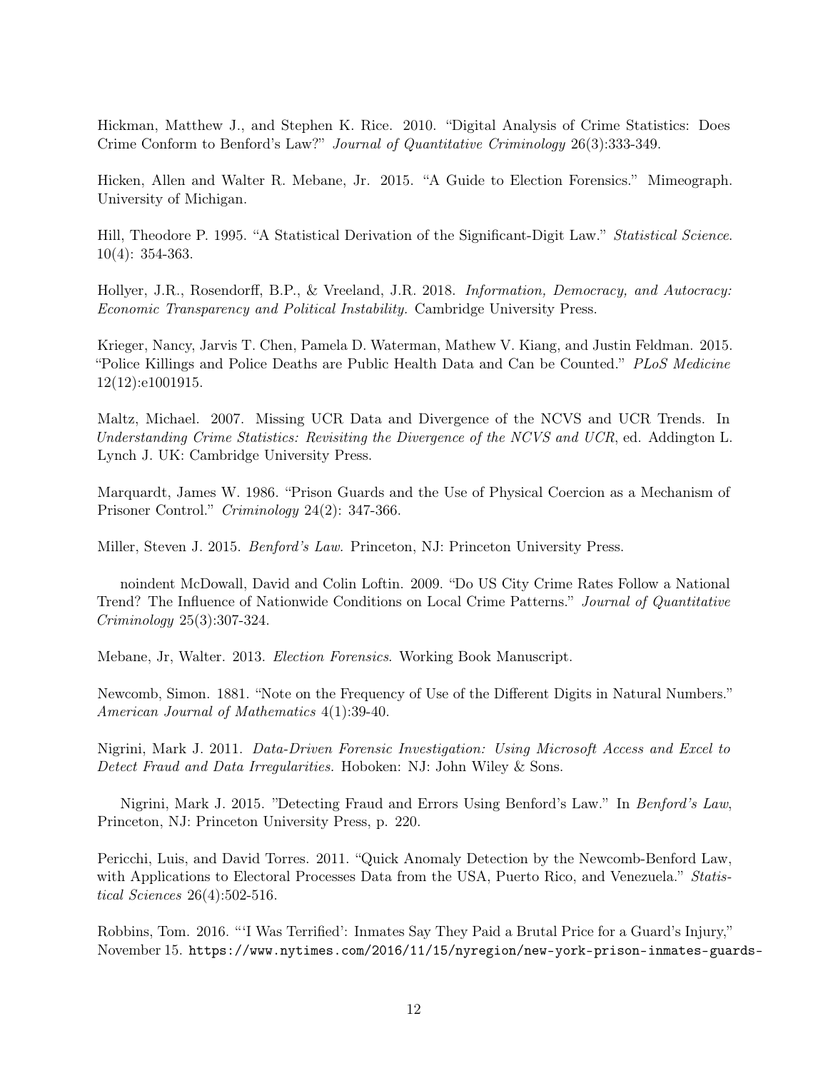Hickman, Matthew J., and Stephen K. Rice. 2010. "Digital Analysis of Crime Statistics: Does Crime Conform to Benford's Law?" *Journal of Quantitative Criminology* 26(3):333-349.

Hicken, Allen and Walter R. Mebane, Jr. 2015. "A Guide to Election Forensics." Mimeograph. University of Michigan.

Hill, Theodore P. 1995. "A Statistical Derivation of the Significant-Digit Law." *Statistical Science*. 10(4): 354-363.

Hollyer, J.R., Rosendorff, B.P., & Vreeland, J.R. 2018. *Information, Democracy, and Autocracy: Economic Transparency and Political Instability.* Cambridge University Press.

Krieger, Nancy, Jarvis T. Chen, Pamela D. Waterman, Mathew V. Kiang, and Justin Feldman. 2015. "Police Killings and Police Deaths are Public Health Data and Can be Counted." *PLoS Medicine* 12(12):e1001915.

Maltz, Michael. 2007. Missing UCR Data and Divergence of the NCVS and UCR Trends. In *Understanding Crime Statistics: Revisiting the Divergence of the NCVS and UCR*, ed. Addington L. Lynch J. UK: Cambridge University Press.

Marquardt, James W. 1986. "Prison Guards and the Use of Physical Coercion as a Mechanism of Prisoner Control." *Criminology* 24(2): 347-366.

Miller, Steven J. 2015. *Benford's Law.* Princeton, NJ: Princeton University Press.

noindent McDowall, David and Colin Loftin. 2009. "Do US City Crime Rates Follow a National Trend? The Influence of Nationwide Conditions on Local Crime Patterns." *Journal of Quantitative Criminology* 25(3):307-324.

Mebane, Jr, Walter. 2013. *Election Forensics*. Working Book Manuscript.

Newcomb, Simon. 1881. "Note on the Frequency of Use of the Different Digits in Natural Numbers." *American Journal of Mathematics* 4(1):39-40.

Nigrini, Mark J. 2011. *Data-Driven Forensic Investigation: Using Microsoft Access and Excel to Detect Fraud and Data Irregularities.* Hoboken: NJ: John Wiley & Sons.

Nigrini, Mark J. 2015. "Detecting Fraud and Errors Using Benford's Law." In *Benford's Law*, Princeton, NJ: Princeton University Press, p. 220.

Pericchi, Luis, and David Torres. 2011. "Quick Anomaly Detection by the Newcomb-Benford Law, with Applications to Electoral Processes Data from the USA, Puerto Rico, and Venezuela." *Statistical Sciences* 26(4):502-516.

Robbins, Tom. 2016. "'I Was Terrified': Inmates Say They Paid a Brutal Price for a Guard's Injury," November 15. https://www.nytimes.com/2016/11/15/nyregion/new-york-prison-inmates-guards-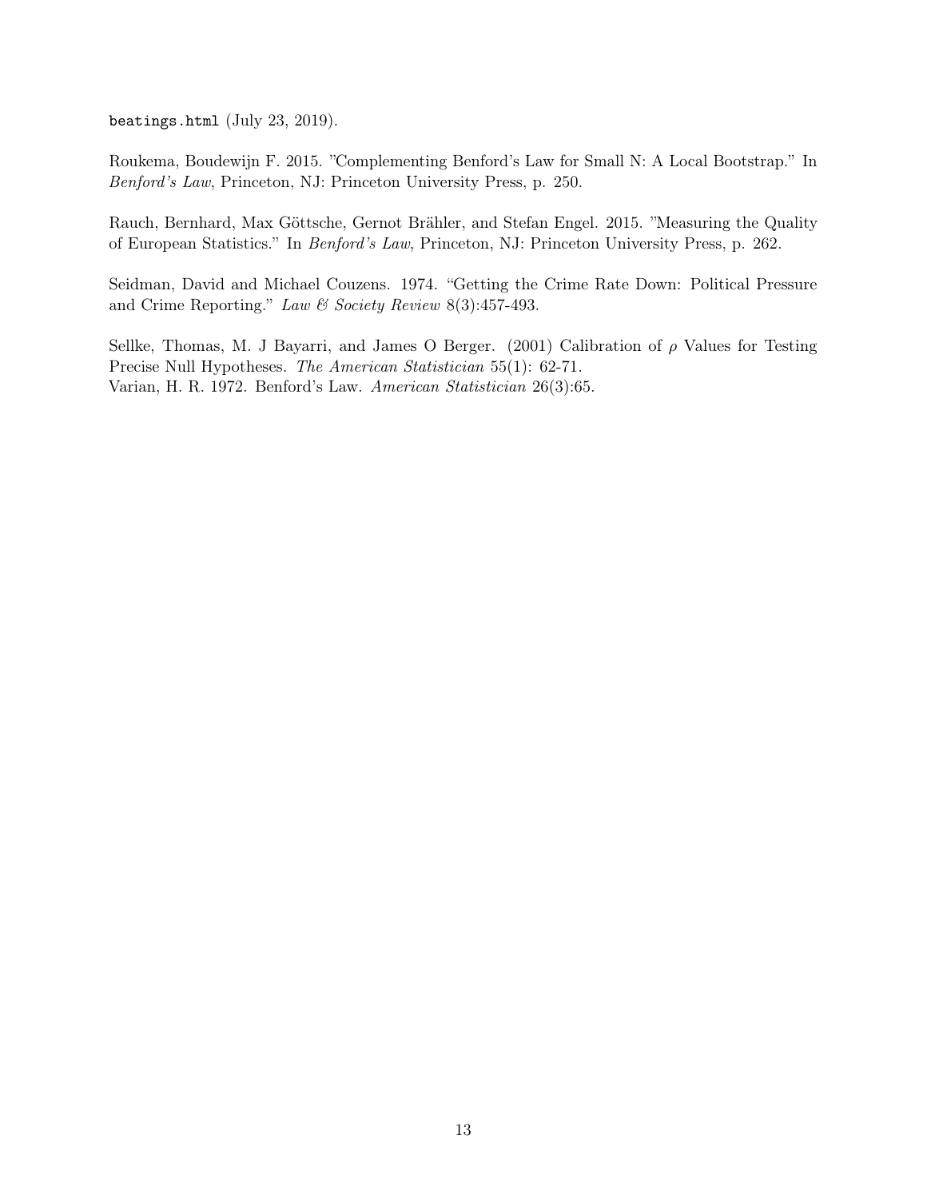beatings.html (July 23, 2019).

Roukema, Boudewijn F. 2015. "Complementing Benford's Law for Small N: A Local Bootstrap." In *Benford's Law*, Princeton, NJ: Princeton University Press, p. 250.

Rauch, Bernhard, Max Göttsche, Gernot Brähler, and Stefan Engel. 2015. "Measuring the Quality of European Statistics." In *Benford's Law*, Princeton, NJ: Princeton University Press, p. 262.

Seidman, David and Michael Couzens. 1974. "Getting the Crime Rate Down: Political Pressure and Crime Reporting." *Law & Society Review* 8(3):457-493.

Sellke, Thomas, M. J Bayarri, and James O Berger. (2001) Calibration of $\rho$ Values for Testing Precise Null Hypotheses. *The American Statistician* 55(1): 62-71.
Varian, H. R. 1972. Benford's Law. *American Statistician* 26(3):65.